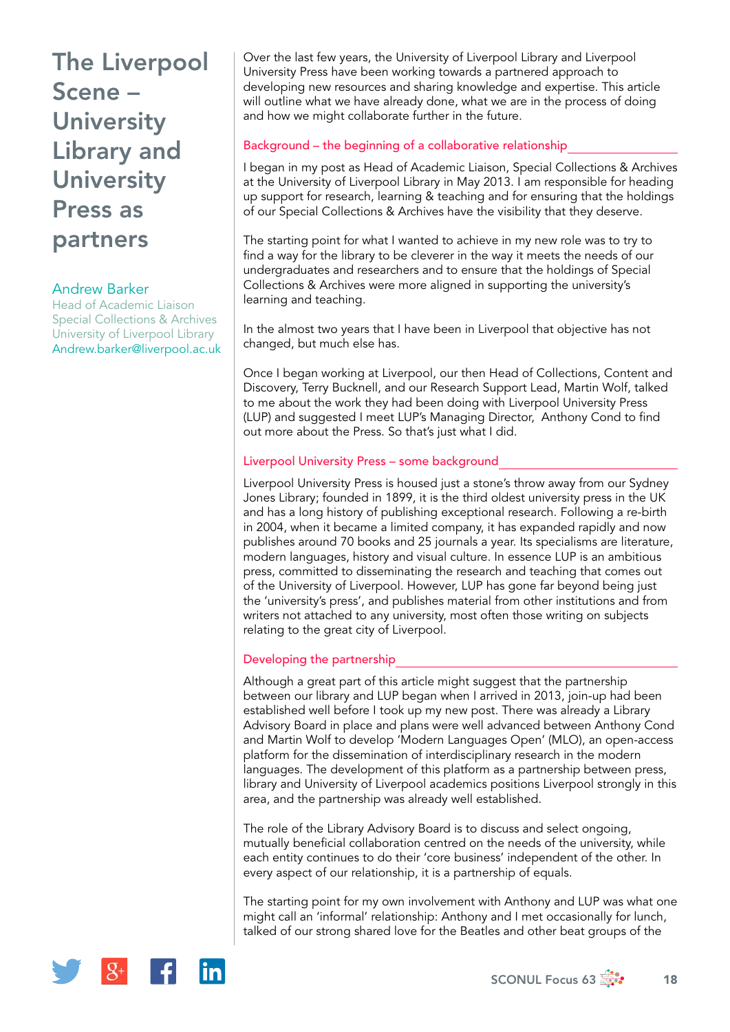# The Liverpool Scene – University Library and University Press as partners

**Andrew Barker**
Head of Academic Liaison
Special Collections & Archives
University of Liverpool Library
Andrew.barker@liverpool.ac.uk

Over the last few years, the University of Liverpool Library and Liverpool University Press have been working towards a partnered approach to developing new resources and sharing knowledge and expertise. This article will outline what we have already done, what we are in the process of doing and how we might collaborate further in the future.

## Background – the beginning of a collaborative relationship

I began in my post as Head of Academic Liaison, Special Collections & Archives at the University of Liverpool Library in May 2013. I am responsible for heading up support for research, learning & teaching and for ensuring that the holdings of our Special Collections & Archives have the visibility that they deserve.

The starting point for what I wanted to achieve in my new role was to try to find a way for the library to be cleverer in the way it meets the needs of our undergraduates and researchers and to ensure that the holdings of Special Collections & Archives were more aligned in supporting the university's learning and teaching.

In the almost two years that I have been in Liverpool that objective has not changed, but much else has.

Once I began working at Liverpool, our then Head of Collections, Content and Discovery, Terry Bucknell, and our Research Support Lead, Martin Wolf, talked to me about the work they had been doing with Liverpool University Press (LUP) and suggested I meet LUP's Managing Director, Anthony Cond to find out more about the Press. So that's just what I did.

## Liverpool University Press – some background

Liverpool University Press is housed just a stone's throw away from our Sydney Jones Library; founded in 1899, it is the third oldest university press in the UK and has a long history of publishing exceptional research. Following a re-birth in 2004, when it became a limited company, it has expanded rapidly and now publishes around 70 books and 25 journals a year. Its specialisms are literature, modern languages, history and visual culture. In essence LUP is an ambitious press, committed to disseminating the research and teaching that comes out of the University of Liverpool. However, LUP has gone far beyond being just the 'university's press', and publishes material from other institutions and from writers not attached to any university, most often those writing on subjects relating to the great city of Liverpool.

## Developing the partnership

Although a great part of this article might suggest that the partnership between our library and LUP began when I arrived in 2013, join-up had been established well before I took up my new post. There was already a Library Advisory Board in place and plans were well advanced between Anthony Cond and Martin Wolf to develop 'Modern Languages Open' (MLO), an open-access platform for the dissemination of interdisciplinary research in the modern languages. The development of this platform as a partnership between press, library and University of Liverpool academics positions Liverpool strongly in this area, and the partnership was already well established.

The role of the Library Advisory Board is to discuss and select ongoing, mutually beneficial collaboration centred on the needs of the university, while each entity continues to do their 'core business' independent of the other. In every aspect of our relationship, it is a partnership of equals.

The starting point for my own involvement with Anthony and LUP was what one might call an 'informal' relationship: Anthony and I met occasionally for lunch, talked of our strong shared love for the Beatles and other beat groups of the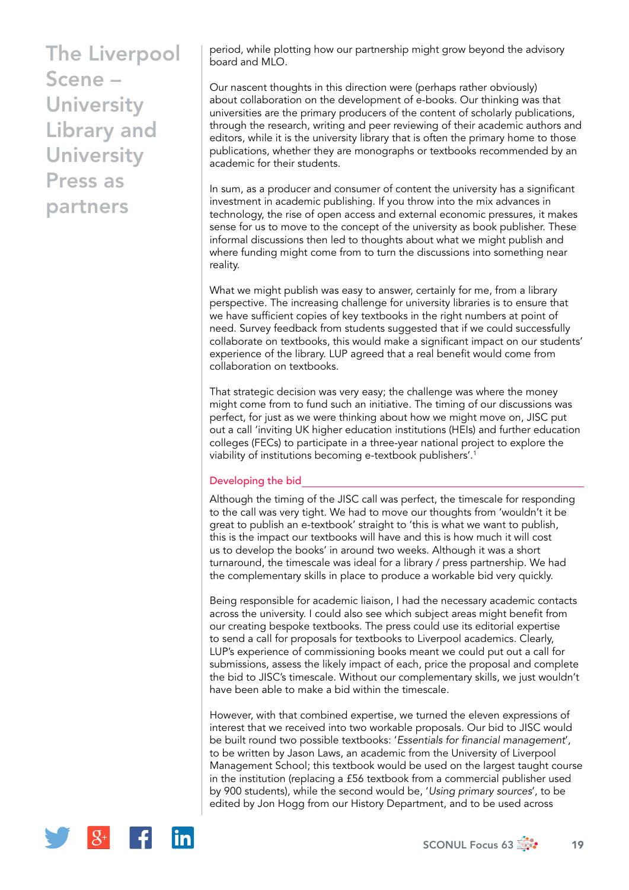period, while plotting how our partnership might grow beyond the advisory board and MLO.

Our nascent thoughts in this direction were (perhaps rather obviously) about collaboration on the development of e-books. Our thinking was that universities are the primary producers of the content of scholarly publications, through the research, writing and peer reviewing of their academic authors and editors, while it is the university library that is often the primary home to those publications, whether they are monographs or textbooks recommended by an academic for their students.

In sum, as a producer and consumer of content the university has a significant investment in academic publishing. If you throw into the mix advances in technology, the rise of open access and external economic pressures, it makes sense for us to move to the concept of the university as book publisher. These informal discussions then led to thoughts about what we might publish and where funding might come from to turn the discussions into something near reality.

What we might publish was easy to answer, certainly for me, from a library perspective. The increasing challenge for university libraries is to ensure that we have sufficient copies of key textbooks in the right numbers at point of need. Survey feedback from students suggested that if we could successfully collaborate on textbooks, this would make a significant impact on our students' experience of the library. LUP agreed that a real benefit would come from collaboration on textbooks.

That strategic decision was very easy; the challenge was where the money might come from to fund such an initiative. The timing of our discussions was perfect, for just as we were thinking about how we might move on, JISC put out a call 'inviting UK higher education institutions (HEIs) and further education colleges (FECs) to participate in a three-year national project to explore the viability of institutions becoming e-textbook publishers'.[1]

## Developing the bid

Although the timing of the JISC call was perfect, the timescale for responding to the call was very tight. We had to move our thoughts from 'wouldn't it be great to publish an e-textbook' straight to 'this is what we want to publish, this is the impact our textbooks will have and this is how much it will cost us to develop the books' in around two weeks. Although it was a short turnaround, the timescale was ideal for a library / press partnership. We had the complementary skills in place to produce a workable bid very quickly.

Being responsible for academic liaison, I had the necessary academic contacts across the university. I could also see which subject areas might benefit from our creating bespoke textbooks. The press could use its editorial expertise to send a call for proposals for textbooks to Liverpool academics. Clearly, LUP's experience of commissioning books meant we could put out a call for submissions, assess the likely impact of each, price the proposal and complete the bid to JISC's timescale. Without our complementary skills, we just wouldn't have been able to make a bid within the timescale.

However, with that combined expertise, we turned the eleven expressions of interest that we received into two workable proposals. Our bid to JISC would be built round two possible textbooks: '*Essentials for financial management*', to be written by Jason Laws, an academic from the University of Liverpool Management School; this textbook would be used on the largest taught course in the institution (replacing a £56 textbook from a commercial publisher used by 900 students), while the second would be, '*Using primary sources*', to be edited by Jon Hogg from our History Department, and to be used across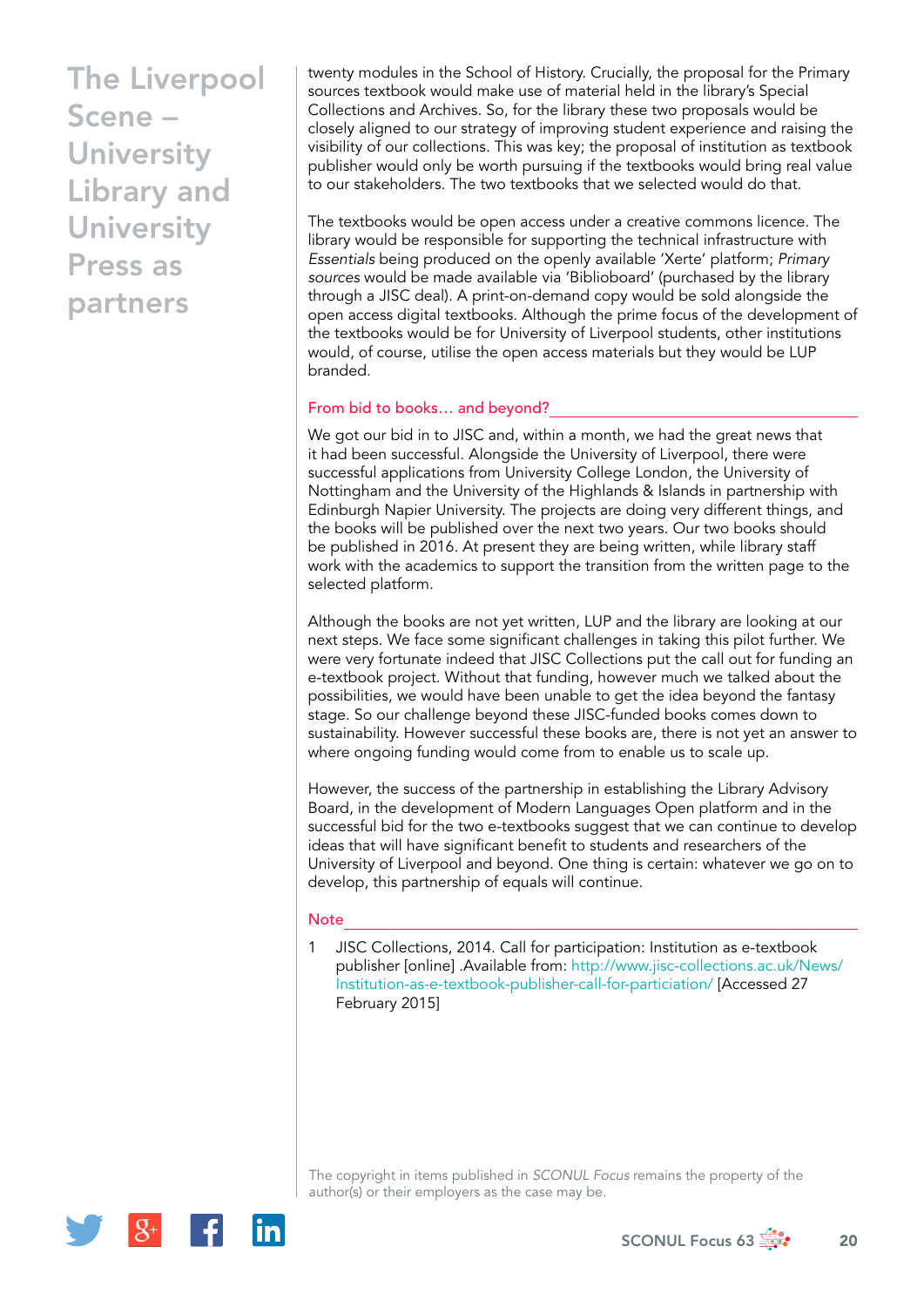twenty modules in the School of History. Crucially, the proposal for the Primary sources textbook would make use of material held in the library's Special Collections and Archives. So, for the library these two proposals would be closely aligned to our strategy of improving student experience and raising the visibility of our collections. This was key; the proposal of institution as textbook publisher would only be worth pursuing if the textbooks would bring real value to our stakeholders. The two textbooks that we selected would do that.

The textbooks would be open access under a creative commons licence. The library would be responsible for supporting the technical infrastructure with *Essentials* being produced on the openly available 'Xerte' platform; *Primary sources* would be made available via 'Biblioboard' (purchased by the library through a JISC deal). A print-on-demand copy would be sold alongside the open access digital textbooks. Although the prime focus of the development of the textbooks would be for University of Liverpool students, other institutions would, of course, utilise the open access materials but they would be LUP branded.

## From bid to books… and beyond?

We got our bid in to JISC and, within a month, we had the great news that it had been successful. Alongside the University of Liverpool, there were successful applications from University College London, the University of Nottingham and the University of the Highlands & Islands in partnership with Edinburgh Napier University. The projects are doing very different things, and the books will be published over the next two years. Our two books should be published in 2016. At present they are being written, while library staff work with the academics to support the transition from the written page to the selected platform.

Although the books are not yet written, LUP and the library are looking at our next steps. We face some significant challenges in taking this pilot further. We were very fortunate indeed that JISC Collections put the call out for funding an e-textbook project. Without that funding, however much we talked about the possibilities, we would have been unable to get the idea beyond the fantasy stage. So our challenge beyond these JISC-funded books comes down to sustainability. However successful these books are, there is not yet an answer to where ongoing funding would come from to enable us to scale up.

However, the success of the partnership in establishing the Library Advisory Board, in the development of Modern Languages Open platform and in the successful bid for the two e-textbooks suggest that we can continue to develop ideas that will have significant benefit to students and researchers of the University of Liverpool and beyond. One thing is certain: whatever we go on to develop, this partnership of equals will continue.

## Note

1 JISC Collections, 2014. Call for participation: Institution as e-textbook publisher [online] .Available from: http://www.jisc-collections.ac.uk/News/Institution-as-e-textbook-publisher-call-for-particiation/ [Accessed 27 February 2015]

The copyright in items published in *SCONUL Focus* remains the property of the author(s) or their employers as the case may be.